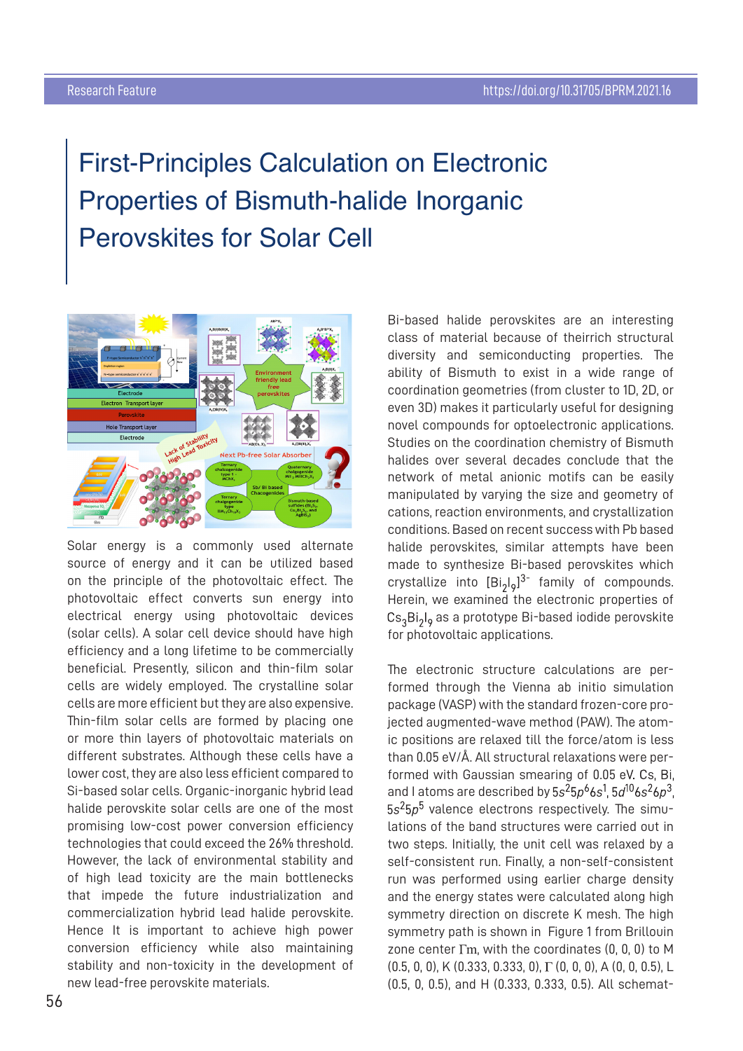# First-Principles Calculation on Electronic Properties of Bismuth-halide Inorganic Perovskites for Solar Cell

Solar energy is a commonly used alternate source of energy and it can be utilized based on the principle of the photovoltaic effect. The photovoltaic effect converts sun energy into electrical energy using photovoltaic devices (solar cells). A solar cell device should have high efficiency and a long lifetime to be commercially beneficial. Presently, silicon and thin-film solar cells are widely employed. The crystalline solar cells are more efficient but they are also expensive. Thin-film solar cells are formed by placing one or more thin layers of photovoltaic materials on different substrates. Although these cells have a lower cost, they are also less efficient compared to Si-based solar cells. Organic-inorganic hybrid lead halide perovskite solar cells are one of the most promising low-cost power conversion efficiency technologies that could exceed the 26% threshold. However, the lack of environmental stability and of high lead toxicity are the main bottlenecks that impede the future industrialization and commercialization hybrid lead halide perovskite. Hence It is important to achieve high power conversion efficiency while also maintaining stability and non-toxicity in the development of new lead-free perovskite materials.

Bi-based halide perovskites are an interesting class of material because of theirrich structural diversity and semiconducting properties. The ability of Bismuth to exist in a wide range of coordination geometries (from cluster to 1D, 2D, or even 3D) makes it particularly useful for designing novel compounds for optoelectronic applications. Studies on the coordination chemistry of Bismuth halides over several decades conclude that the network of metal anionic motifs can be easily manipulated by varying the size and geometry of cations, reaction environments, and crystallization conditions. Based on recent success with Pb based halide perovskites, similar attempts have been made to synthesize Bi-based perovskites which crystallize into $[Bi_2I_9]^{3-}$ family of compounds. Herein, we examined the electronic properties of $Cs_3Bi_2I_9$ as a prototype Bi-based iodide perovskite for photovoltaic applications.

The electronic structure calculations are performed through the Vienna ab initio simulation package (VASP) with the standard frozen-core projected augmented-wave method (PAW). The atomic positions are relaxed till the force/atom is less than 0.05 eV/Å. All structural relaxations were performed with Gaussian smearing of 0.05 eV. Cs, Bi, and I atoms are described by $5s^2 5p^6 6s^1$, $5d^{10} 6s^2 6p^3$, $5s^2 5p^5$ valence electrons respectively. The simulations of the band structures were carried out in two steps. Initially, the unit cell was relaxed by a self-consistent run. Finally, a non-self-consistent run was performed using earlier charge density and the energy states were calculated along high symmetry direction on discrete K mesh. The high symmetry path is shown in Figure 1 from Brillouin zone center Γm, with the coordinates (0, 0, 0) to M (0.5, 0, 0), K (0.333, 0.333, 0), Γ (0, 0, 0), A (0, 0, 0.5), L (0.5, 0, 0.5), and H (0.333, 0.333, 0.5). All schemat-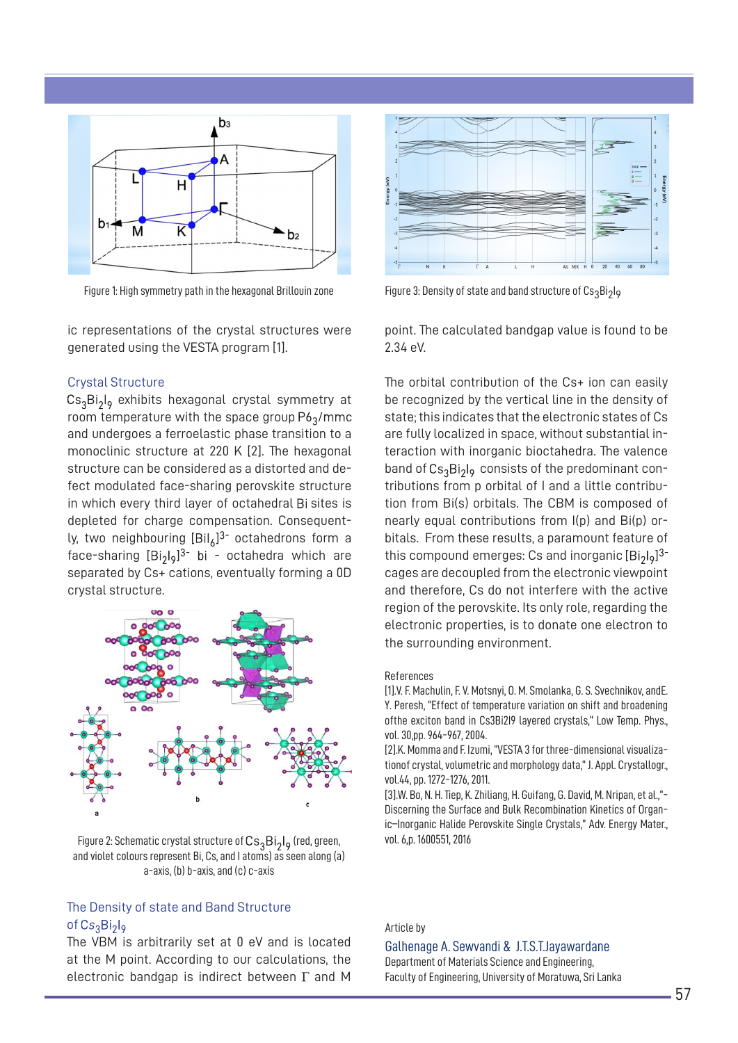Figure 1: High symmetry path in the hexagonal Brillouin zone

Figure 3: Density of state and band structure of $Cs_3Bi_2I_9$

ic representations of the crystal structures were generated using the VESTA program [1].

## Crystal Structure

$Cs_3Bi_2I_9$ exhibits hexagonal crystal symmetry at room temperature with the space group $P6_3/mmc$ and undergoes a ferroelastic phase transition to a monoclinic structure at 220 K [2]. The hexagonal structure can be considered as a distorted and defect modulated face-sharing perovskite structure in which every third layer of octahedral Bi sites is depleted for charge compensation. Consequently, two neighbouring $[BiI_6]^{3-}$ octahedrons form a face-sharing $[Bi_2I_9]^{3-}$ bi - octahedra which are separated by Cs+ cations, eventually forming a 0D crystal structure.

Figure 2: Schematic crystal structure of $Cs_3Bi_2I_9$ (red, green, and violet colours represent Bi, Cs, and I atoms) as seen along (a) a-axis, (b) b-axis, and (c) c-axis

## The Density of state and Band Structure of $Cs_3Bi_2I_9$

The VBM is arbitrarily set at 0 eV and is located at the M point. According to our calculations, the electronic bandgap is indirect between Γ and M point. The calculated bandgap value is found to be 2.34 eV.

The orbital contribution of the Cs+ ion can easily be recognized by the vertical line in the density of state; this indicates that the electronic states of Cs are fully localized in space, without substantial interaction with inorganic bioctahedra. The valence band of $Cs_3Bi_2I_9$ consists of the predominant contributions from p orbital of I and a little contribution from Bi(s) orbitals. The CBM is composed of nearly equal contributions from I(p) and Bi(p) orbitals. From these results, a paramount feature of this compound emerges: Cs and inorganic $[Bi_2I_9]^{3-}$ cages are decoupled from the electronic viewpoint and therefore, Cs do not interfere with the active region of the perovskite. Its only role, regarding the electronic properties, is to donate one electron to the surrounding environment.

### References

[1].V. F. Machulin, F. V. Motsnyi, O. M. Smolanka, G. S. Svechnikov, andE. Y. Peresh, "Effect of temperature variation on shift and broadening ofthe exciton band in Cs3Bi2I9 layered crystals," Low Temp. Phys., vol. 30,pp. 964–967, 2004.

[2].K. Momma and F. Izumi, "VESTA 3 for three-dimensional visualizationof crystal, volumetric and morphology data," J. Appl. Crystallogr., vol.44, pp. 1272–1276, 2011.

[3].W. Bo, N. H. Tiep, K. Zhiliang, H. Guifang, G. David, M. Nripan, et al.,"Discerning the Surface and Bulk Recombination Kinetics of Organic–Inorganic Halide Perovskite Single Crystals," Adv. Energy Mater., vol. 6,p. 1600551, 2016

Article by

Galhenage A. Sewvandi & J.T.S.T.Jayawardane

Department of Materials Science and Engineering,

Faculty of Engineering, University of Moratuwa, Sri Lanka